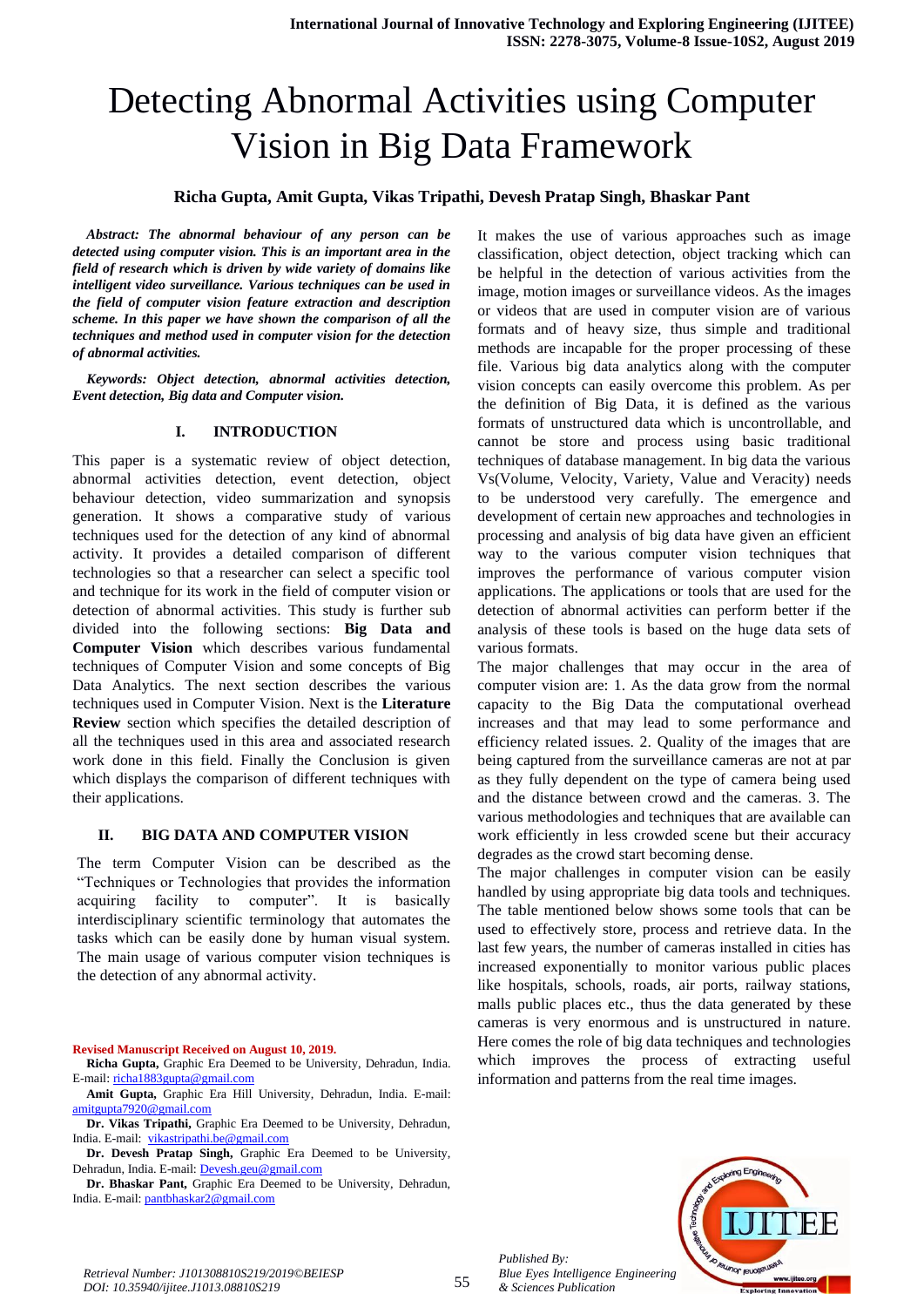# Detecting Abnormal Activities using Computer Vision in Big Data Framework

**Richa Gupta, Amit Gupta, Vikas Tripathi, Devesh Pratap Singh, Bhaskar Pant**

***Abstract:*** ***The abnormal behaviour of any person can be detected using computer vision. This is an important area in the field of research which is driven by wide variety of domains like intelligent video surveillance. Various techniques can be used in the field of computer vision feature extraction and description scheme. In this paper we have shown the comparison of all the techniques and method used in computer vision for the detection of abnormal activities.***

***Keywords:*** ***Object detection, abnormal activities detection, Event detection, Big data and Computer vision.***

## I. INTRODUCTION

This paper is a systematic review of object detection, abnormal activities detection, event detection, object behaviour detection, video summarization and synopsis generation. It shows a comparative study of various techniques used for the detection of any kind of abnormal activity. It provides a detailed comparison of different technologies so that a researcher can select a specific tool and technique for its work in the field of computer vision or detection of abnormal activities. This study is further sub divided into the following sections: **Big Data and Computer Vision** which describes various fundamental techniques of Computer Vision and some concepts of Big Data Analytics. The next section describes the various techniques used in Computer Vision. Next is the **Literature Review** section which specifies the detailed description of all the techniques used in this area and associated research work done in this field. Finally the Conclusion is given which displays the comparison of different techniques with their applications.

## II. BIG DATA AND COMPUTER VISION

The term Computer Vision can be described as the "Techniques or Technologies that provides the information acquiring facility to computer". It is basically interdisciplinary scientific terminology that automates the tasks which can be easily done by human visual system. The main usage of various computer vision techniques is the detection of any abnormal activity. It makes the use of various approaches such as image classification, object detection, object tracking which can be helpful in the detection of various activities from the image, motion images or surveillance videos. As the images or videos that are used in computer vision are of various formats and of heavy size, thus simple and traditional methods are incapable for the proper processing of these file. Various big data analytics along with the computer vision concepts can easily overcome this problem. As per the definition of Big Data, it is defined as the various formats of unstructured data which is uncontrollable, and cannot be store and process using basic traditional techniques of database management. In big data the various Vs(Volume, Velocity, Variety, Value and Veracity) needs to be understood very carefully. The emergence and development of certain new approaches and technologies in processing and analysis of big data have given an efficient way to the various computer vision techniques that improves the performance of various computer vision applications. The applications or tools that are used for the detection of abnormal activities can perform better if the analysis of these tools is based on the huge data sets of various formats.

The major challenges that may occur in the area of computer vision are: 1. As the data grow from the normal capacity to the Big Data the computational overhead increases and that may lead to some performance and efficiency related issues. 2. Quality of the images that are being captured from the surveillance cameras are not at par as they fully dependent on the type of camera being used and the distance between crowd and the cameras. 3. The various methodologies and techniques that are available can work efficiently in less crowded scene but their accuracy degrades as the crowd start becoming dense.

The major challenges in computer vision can be easily handled by using appropriate big data tools and techniques. The table mentioned below shows some tools that can be used to effectively store, process and retrieve data. In the last few years, the number of cameras installed in cities has increased exponentially to monitor various public places like hospitals, schools, roads, air ports, railway stations, malls public places etc., thus the data generated by these cameras is very enormous and is unstructured in nature. Here comes the role of big data techniques and technologies which improves the process of extracting useful information and patterns from the real time images.

**Revised Manuscript Received on August 10, 2019.**

**Richa Gupta,** Graphic Era Deemed to be University, Dehradun, India. E-mail: richa1883gupta@gmail.com

**Amit Gupta,** Graphic Era Hill University, Dehradun, India. E-mail: amitgupta7920@gmail.com

**Dr. Vikas Tripathi,** Graphic Era Deemed to be University, Dehradun, India. E-mail: vikastripathi.be@gmail.com

**Dr. Devesh Pratap Singh,** Graphic Era Deemed to be University, Dehradun, India. E-mail: Devesh.geu@gmail.com

**Dr. Bhaskar Pant,** Graphic Era Deemed to be University, Dehradun, India. E-mail: pantbhaskar2@gmail.com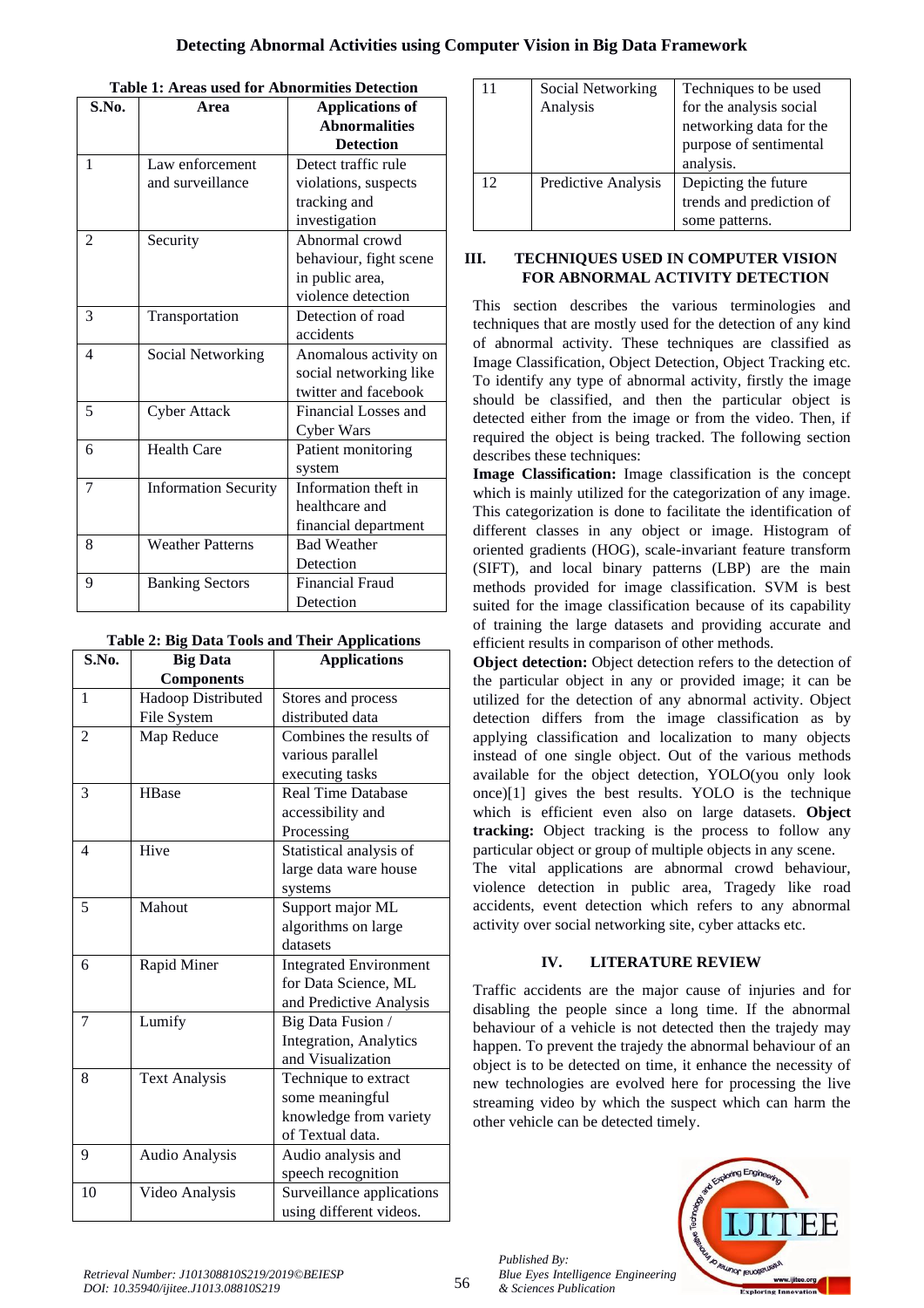**Table 1: Areas used for Abnormities Detection**

| S.No. | Area | Applications of Abnormalities Detection |
|---|---|---|
| 1 | Law enforcement and surveillance | Detect traffic rule violations, suspects tracking and investigation |
| 2 | Security | Abnormal crowd behaviour, fight scene in public area, violence detection |
| 3 | Transportation | Detection of road accidents |
| 4 | Social Networking | Anomalous activity on social networking like twitter and facebook |
| 5 | Cyber Attack | Financial Losses and Cyber Wars |
| 6 | Health Care | Patient monitoring system |
| 7 | Information Security | Information theft in healthcare and financial department |
| 8 | Weather Patterns | Bad Weather Detection |
| 9 | Banking Sectors | Financial Fraud Detection |

**Table 2: Big Data Tools and Their Applications**

| S.No. | Big Data Components | Applications |
|---|---|---|
| 1 | Hadoop Distributed File System | Stores and process distributed data |
| 2 | Map Reduce | Combines the results of various parallel executing tasks |
| 3 | HBase | Real Time Database accessibility and Processing |
| 4 | Hive | Statistical analysis of large data ware house systems |
| 5 | Mahout | Support major ML algorithms on large datasets |
| 6 | Rapid Miner | Integrated Environment for Data Science, ML and Predictive Analysis |
| 7 | Lumify | Big Data Fusion / Integration, Analytics and Visualization |
| 8 | Text Analysis | Technique to extract some meaningful knowledge from variety of Textual data. |
| 9 | Audio Analysis | Audio analysis and speech recognition |
| 10 | Video Analysis | Surveillance applications using different videos. |
| 11 | Social Networking Analysis | Techniques to be used for the analysis social networking data for the purpose of sentimental analysis. |
| 12 | Predictive Analysis | Depicting the future trends and prediction of some patterns. |

## III. TECHNIQUES USED IN COMPUTER VISION FOR ABNORMAL ACTIVITY DETECTION

This section describes the various terminologies and techniques that are mostly used for the detection of any kind of abnormal activity. These techniques are classified as Image Classification, Object Detection, Object Tracking etc. To identify any type of abnormal activity, firstly the image should be classified, and then the particular object is detected either from the image or from the video. Then, if required the object is being tracked. The following section describes these techniques:

**Image Classification:** Image classification is the concept which is mainly utilized for the categorization of any image. This categorization is done to facilitate the identification of different classes in any object or image. Histogram of oriented gradients (HOG), scale-invariant feature transform (SIFT), and local binary patterns (LBP) are the main methods provided for image classification. SVM is best suited for the image classification because of its capability of training the large datasets and providing accurate and efficient results in comparison of other methods.

**Object detection:** Object detection refers to the detection of the particular object in any or provided image; it can be utilized for the detection of any abnormal activity. Object detection differs from the image classification as by applying classification and localization to many objects instead of one single object. Out of the various methods available for the object detection, YOLO(you only look once)[1] gives the best results. YOLO is the technique which is efficient even also on large datasets. **Object tracking:** Object tracking is the process to follow any particular object or group of multiple objects in any scene.

The vital applications are abnormal crowd behaviour, violence detection in public area, Tragedy like road accidents, event detection which refers to any abnormal activity over social networking site, cyber attacks etc.

## IV. LITERATURE REVIEW

Traffic accidents are the major cause of injuries and for disabling the people since a long time. If the abnormal behaviour of a vehicle is not detected then the trajedy may happen. To prevent the trajedy the abnormal behaviour of an object is to be detected on time, it enhance the necessity of new technologies are evolved here for processing the live streaming video by which the suspect which can harm the other vehicle can be detected timely.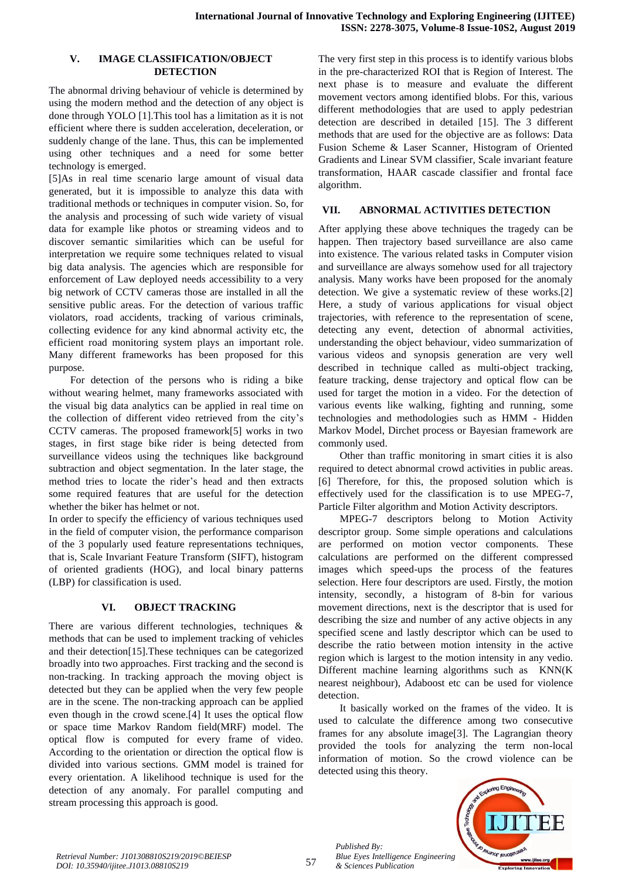## V. IMAGE CLASSIFICATION/OBJECT DETECTION

The abnormal driving behaviour of vehicle is determined by using the modern method and the detection of any object is done through YOLO [1].This tool has a limitation as it is not efficient where there is sudden acceleration, deceleration, or suddenly change of the lane. Thus, this can be implemented using other techniques and a need for some better technology is emerged.

[5]As in real time scenario large amount of visual data generated, but it is impossible to analyze this data with traditional methods or techniques in computer vision. So, for the analysis and processing of such wide variety of visual data for example like photos or streaming videos and to discover semantic similarities which can be useful for interpretation we require some techniques related to visual big data analysis. The agencies which are responsible for enforcement of Law deployed needs accessibility to a very big network of CCTV cameras those are installed in all the sensitive public areas. For the detection of various traffic violators, road accidents, tracking of various criminals, collecting evidence for any kind abnormal activity etc, the efficient road monitoring system plays an important role. Many different frameworks has been proposed for this purpose.

For detection of the persons who is riding a bike without wearing helmet, many frameworks associated with the visual big data analytics can be applied in real time on the collection of different video retrieved from the city's CCTV cameras. The proposed framework[5] works in two stages, in first stage bike rider is being detected from surveillance videos using the techniques like background subtraction and object segmentation. In the later stage, the method tries to locate the rider's head and then extracts some required features that are useful for the detection whether the biker has helmet or not.

In order to specify the efficiency of various techniques used in the field of computer vision, the performance comparison of the 3 popularly used feature representations techniques, that is, Scale Invariant Feature Transform (SIFT), histogram of oriented gradients (HOG), and local binary patterns (LBP) for classification is used.

## VI. OBJECT TRACKING

There are various different technologies, techniques & methods that can be used to implement tracking of vehicles and their detection[15].These techniques can be categorized broadly into two approaches. First tracking and the second is non-tracking. In tracking approach the moving object is detected but they can be applied when the very few people are in the scene. The non-tracking approach can be applied even though in the crowd scene.[4] It uses the optical flow or space time Markov Random field(MRF) model. The optical flow is computed for every frame of video. According to the orientation or direction the optical flow is divided into various sections. GMM model is trained for every orientation. A likelihood technique is used for the detection of any anomaly. For parallel computing and stream processing this approach is good.

The very first step in this process is to identify various blobs in the pre-characterized ROI that is Region of Interest. The next phase is to measure and evaluate the different movement vectors among identified blobs. For this, various different methodologies that are used to apply pedestrian detection are described in detailed [15]. The 3 different methods that are used for the objective are as follows: Data Fusion Scheme & Laser Scanner, Histogram of Oriented Gradients and Linear SVM classifier, Scale invariant feature transformation, HAAR cascade classifier and frontal face algorithm.

## VII. ABNORMAL ACTIVITIES DETECTION

After applying these above techniques the tragedy can be happen. Then trajectory based surveillance are also came into existence. The various related tasks in Computer vision and surveillance are always somehow used for all trajectory analysis. Many works have been proposed for the anomaly detection. We give a systematic review of these works.[2] Here, a study of various applications for visual object trajectories, with reference to the representation of scene, detecting any event, detection of abnormal activities, understanding the object behaviour, video summarization of various videos and synopsis generation are very well described in technique called as multi-object tracking, feature tracking, dense trajectory and optical flow can be used for target the motion in a video. For the detection of various events like walking, fighting and running, some technologies and methodologies such as HMM - Hidden Markov Model, Dirchet process or Bayesian framework are commonly used.

Other than traffic monitoring in smart cities it is also required to detect abnormal crowd activities in public areas.[6] Therefore, for this, the proposed solution which is effectively used for the classification is to use MPEG-7, Particle Filter algorithm and Motion Activity descriptors.

MPEG-7 descriptors belong to Motion Activity descriptor group. Some simple operations and calculations are performed on motion vector components. These calculations are performed on the different compressed images which speed-ups the process of the features selection. Here four descriptors are used. Firstly, the motion intensity, secondly, a histogram of 8-bin for various movement directions, next is the descriptor that is used for describing the size and number of any active objects in any specified scene and lastly descriptor which can be used to describe the ratio between motion intensity in the active region which is largest to the motion intensity in any vedio. Different machine learning algorithms such as KNN(K nearest neighbour), Adaboost etc can be used for violence detection.

It basically worked on the frames of the video. It is used to calculate the difference among two consecutive frames for any absolute image[3]. The Lagrangian theory provided the tools for analyzing the term non-local information of motion. So the crowd violence can be detected using this theory.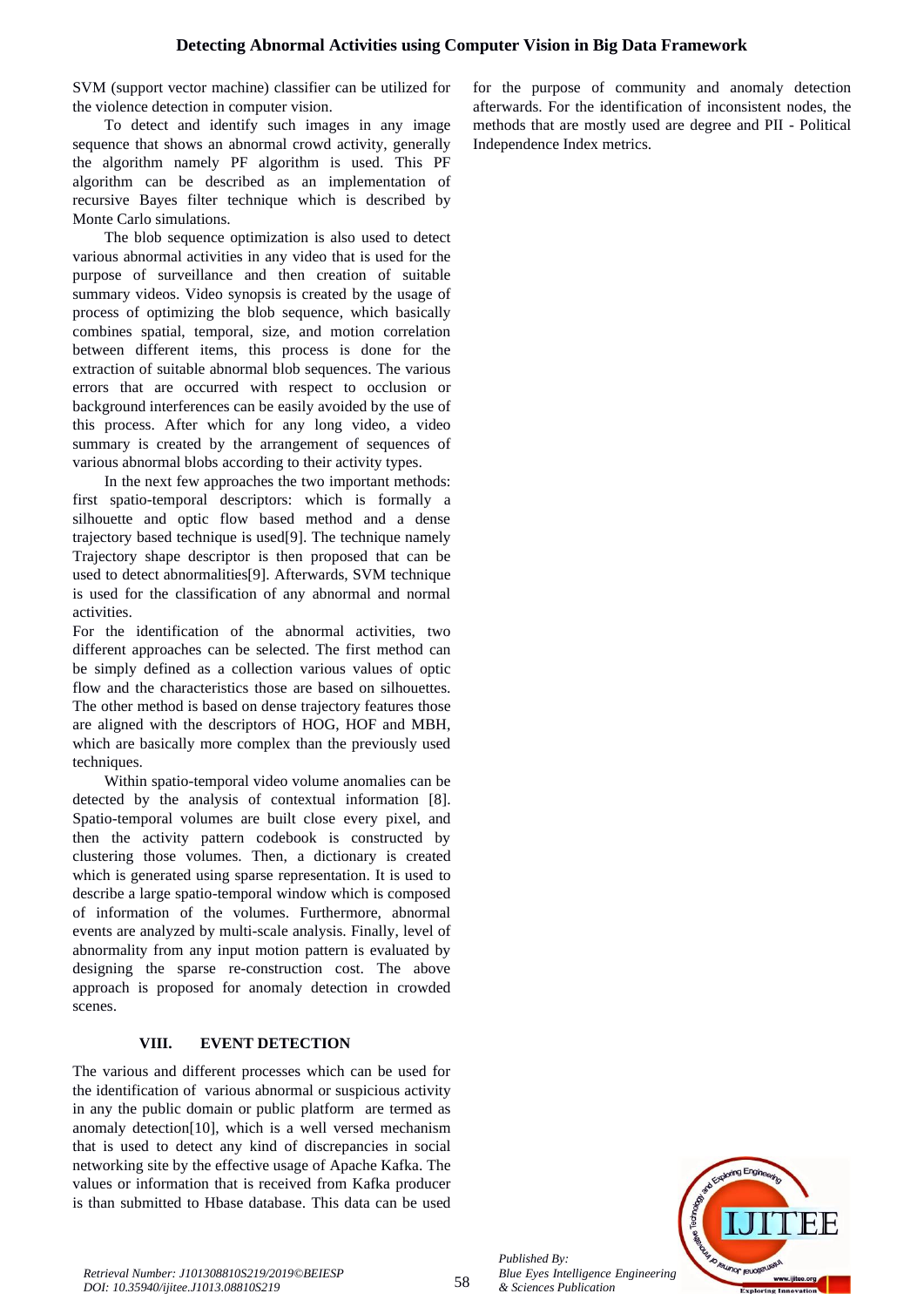SVM (support vector machine) classifier can be utilized for the violence detection in computer vision.

To detect and identify such images in any image sequence that shows an abnormal crowd activity, generally the algorithm namely PF algorithm is used. This PF algorithm can be described as an implementation of recursive Bayes filter technique which is described by Monte Carlo simulations.

The blob sequence optimization is also used to detect various abnormal activities in any video that is used for the purpose of surveillance and then creation of suitable summary videos. Video synopsis is created by the usage of process of optimizing the blob sequence, which basically combines spatial, temporal, size, and motion correlation between different items, this process is done for the extraction of suitable abnormal blob sequences. The various errors that are occurred with respect to occlusion or background interferences can be easily avoided by the use of this process. After which for any long video, a video summary is created by the arrangement of sequences of various abnormal blobs according to their activity types.

In the next few approaches the two important methods: first spatio-temporal descriptors: which is formally a silhouette and optic flow based method and a dense trajectory based technique is used[9]. The technique namely Trajectory shape descriptor is then proposed that can be used to detect abnormalities[9]. Afterwards, SVM technique is used for the classification of any abnormal and normal activities.

For the identification of the abnormal activities, two different approaches can be selected. The first method can be simply defined as a collection various values of optic flow and the characteristics those are based on silhouettes. The other method is based on dense trajectory features those are aligned with the descriptors of HOG, HOF and MBH, which are basically more complex than the previously used techniques.

Within spatio-temporal video volume anomalies can be detected by the analysis of contextual information [8]. Spatio-temporal volumes are built close every pixel, and then the activity pattern codebook is constructed by clustering those volumes. Then, a dictionary is created which is generated using sparse representation. It is used to describe a large spatio-temporal window which is composed of information of the volumes. Furthermore, abnormal events are analyzed by multi-scale analysis. Finally, level of abnormality from any input motion pattern is evaluated by designing the sparse re-construction cost. The above approach is proposed for anomaly detection in crowded scenes.

## VIII. EVENT DETECTION

The various and different processes which can be used for the identification of various abnormal or suspicious activity in any the public domain or public platform are termed as anomaly detection[10], which is a well versed mechanism that is used to detect any kind of discrepancies in social networking site by the effective usage of Apache Kafka. The values or information that is received from Kafka producer is than submitted to Hbase database. This data can be used for the purpose of community and anomaly detection afterwards. For the identification of inconsistent nodes, the methods that are mostly used are degree and PII - Political Independence Index metrics.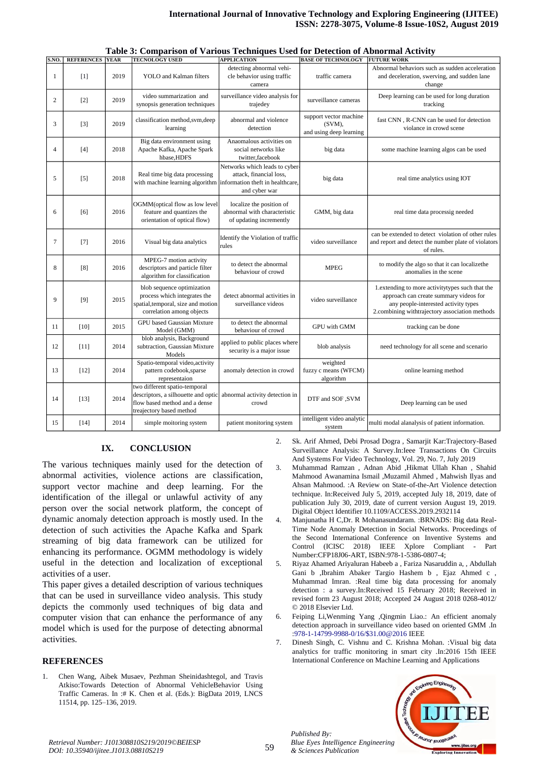**Table 3: Comparison of Various Techniques Used for Detection of Abnormal Activity**

| S.NO. | REFERENCES | YEAR | TECNOLOGY USED | APPLICATION | BASE OF TECHNOLOGY | FUTURE WORK |
|---|---|---|---|---|---|---|
| 1 | [1] | 2019 | YOLO and Kalman filters | detecting abnormal vehi-cle behavior using traffic camera | traffic camera | Abnormal behaviors such as sudden acceleration and deceleration, swerving, and sudden lane change |
| 2 | [2] | 2019 | video summarization and synopsis generation techniques | surveillance video analysis for trajedey | surveillance cameras | Deep learning can be used for long duration tracking |
| 3 | [3] | 2019 | classification method,svm,deep learning | abnormal and violence detection | support vector machine (SVM), and using deep learning | fast CNN , R-CNN can be used for detection violance in crowd scene |
| 4 | [4] | 2018 | Big data environment using Apache Kafka, Apache Spark hbase,HDFS | Anaomalous activities on social networks like twitter,facebook | big data | some machine learning algos can be used |
| 5 | [5] | 2018 | Real time big data processing with machine learning algorithm | Networks which leads to cyber-attack, financial loss, information theft in healthcare, and cyber war | big data | real time analytics using IOT |
| 6 | [6] | 2016 | OGMM(optical flow as low level feature and quantizes the orientation of optical flow) | localize the position of abnormal with characteristic of updating incremently | GMM, big data | real time data processig needed |
| 7 | [7] | 2016 | Visual big data analytics | Identify the Violation of traffic rules | video surveillance | can be extended to detect violation of other rules and report and detect the number plate of violators of rules. |
| 8 | [8] | 2016 | MPEG-7 motion activity descriptors and particle filter algorithm for classification | to detect the abnormal behaviour of crowd | MPEG | to modify the algo so that it can localizethe anomalies in the scene |
| 9 | [9] | 2015 | blob sequence optimization process which integrates the spatial,temporal, size and motion correlation among objects | detect abnormal activities in surveillance videos | video surveillance | 1.extending to more activitytypes such that the approach can create summary videos for any people-interested activity types 2.combining withtrajectory association methods |
| 11 | [10] | 2015 | GPU based Gaussian Mixture Model (GMM) | to detect the abnormal behaviour of crowd | GPU with GMM | tracking can be done |
| 12 | [11] | 2014 | blob analysis, Background subtraction, Gaussian Mixture Models | applied to public places where security is a major issue | blob analysis | need technology for all scene and scenario |
| 13 | [12] | 2014 | Spatio-temporal video,activity pattern codebook,sparse representation | anomaly detection in crowd | weighted fuzzy c means (WFCM) algorithm | online learning method |
| 14 | [13] | 2014 | two different spatio-temporal descriptors, a silhouette and optic flow based method and a dense treajectory based method | abnormal activity detection in crowd | DTF and SOF ,SVM | Deep learning can be used |
| 15 | [14] | 2014 | simple moitoring system | patient monitoring system | intelligent video analytic system | multi modal alanalysis of patient information. |

## IX. CONCLUSION

The various techniques mainly used for the detection of abnormal activities, violence actions are classification, support vector machine and deep learning. For the identification of the illegal or unlawful activity of any person over the social network platform, the concept of dynamic anomaly detection approach is mostly used. In the detection of such activities the Apache Kafka and Spark streaming of big data framework can be utilized for enhancing its performance. OGMM methodology is widely useful in the detection and localization of exceptional activities of a user.

This paper gives a detailed description of various techniques that can be used in surveillance video analysis. This study depicts the commonly used techniques of big data and computer vision that can enhance the performance of any model which is used for the purpose of detecting abnormal activities.

## REFERENCES

1. Chen Wang, Aibek Musaev, Pezhman Sheinidashtegol, and Travis Atkiso:Towards Detection of Abnormal VehicleBehavior Using Traffic Cameras. In :# K. Chen et al. (Eds.): BigData 2019, LNCS 11514, pp. 125–136, 2019.
2. Sk. Arif Ahmed, Debi Prosad Dogra , Samarjit Kar:Trajectory-Based Surveillance Analysis: A Survey.In:Ieee Transactions On Circuits And Systems For Video Technology, Vol. 29, No. 7, July 2019
3. Muhammad Ramzan , Adnan Abid ,Hikmat Ullah Khan , Shahid Mahmood Awanamina Ismail ,Muzamil Ahmed , Mahwish Ilyas and Ahsan Mahmood. :A Review on State-of-the-Art Violence detection technique. In:Received July 5, 2019, accepted July 18, 2019, date of publication July 30, 2019, date of current version August 19, 2019. Digital Object Identifier 10.1109/ACCESS.2019.2932114
4. Manjunatha H C,Dr. R Mohanasundaram. :BRNADS: Big data Real-Time Node Anomaly Detection in Social Networks. Proceedings of the Second International Conference on Inventive Systems and Control (ICISC 2018) IEEE Xplore Compliant - Part Number:CFP18J06-ART, ISBN:978-1-5386-0807-4;
5. Riyaz Ahamed Ariyaluran Habeeb a , Fariza Nasaruddin a, , Abdullah Gani b ,Ibrahim Abaker Targio Hashem b , Ejaz Ahmed c , Muhammad Imran. :Real time big data processing for anomaly detection : a survey.In:Received 15 February 2018; Received in revised form 23 August 2018; Accepted 24 August 2018 0268-4012/ © 2018 Elsevier Ltd.
6. Feiping Li,Wenming Yang ,Qingmin Liao.: An efficient anomaly detection approach in surveillance video based on oriented GMM .In :978-1-14799-9988-0/16/$31.00@2016 IEEE
7. Dinesh Singh, C. Vishnu and C. Krishna Mohan. :Visual big data analytics for traffic monitoring in smart city .In:2016 15th IEEE International Conference on Machine Learning and Applications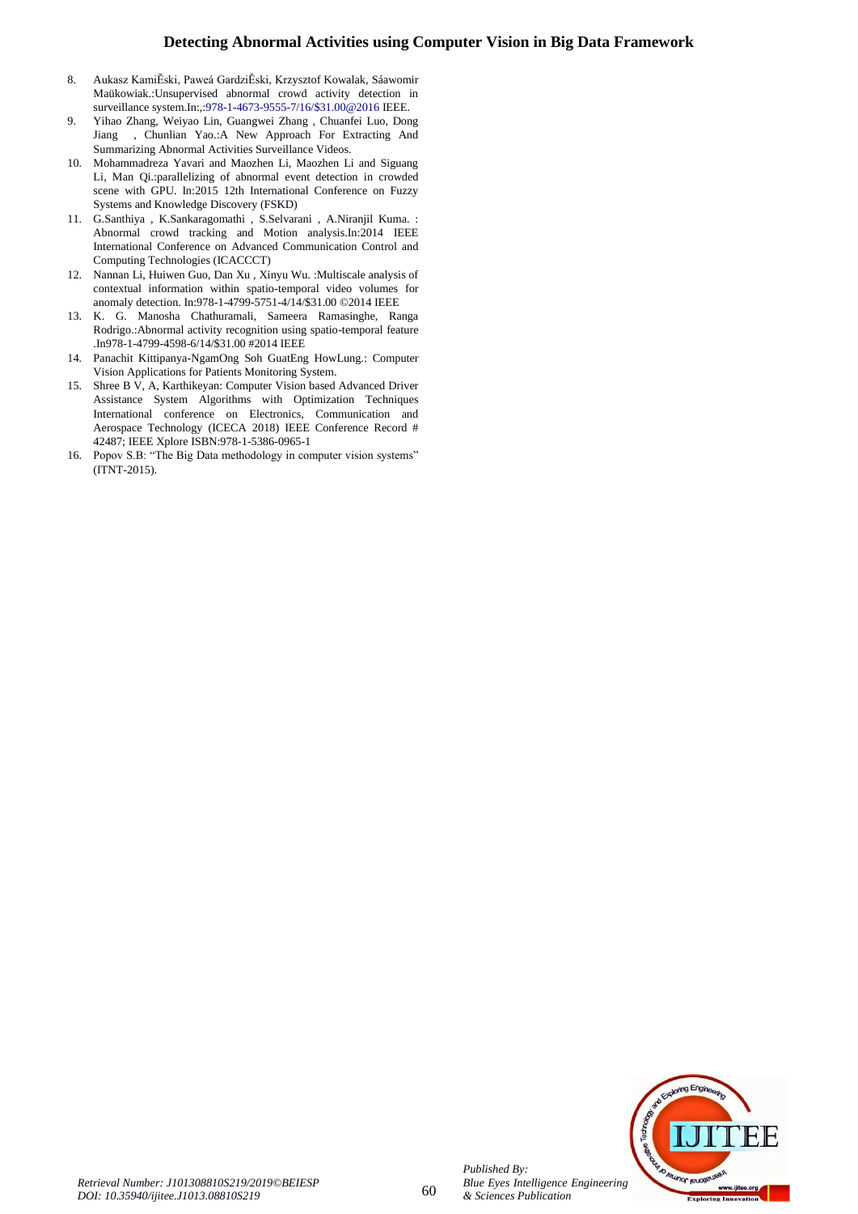8. Aukasz KamiĚski, Paweá GardziĚski, Krzysztof Kowalak, Sáawomir Maükowiak.:Unsupervised abnormal crowd activity detection in surveillance system.In:,:978-1-4673-9555-7/16/$31.00@2016 IEEE.
9. Yihao Zhang, Weiyao Lin, Guangwei Zhang , Chuanfei Luo, Dong Jiang , Chunlian Yao.:A New Approach For Extracting And Summarizing Abnormal Activities Surveillance Videos.
10. Mohammadreza Yavari and Maozhen Li, Maozhen Li and Siguang Li, Man Qi.:parallelizing of abnormal event detection in crowded scene with GPU. In:2015 12th International Conference on Fuzzy Systems and Knowledge Discovery (FSKD)
11. G.Santhiya , K.Sankaragomathi , S.Selvarani , A.Niranjil Kuma. : Abnormal crowd tracking and Motion analysis.In:2014 IEEE International Conference on Advanced Communication Control and Computing Technologies (ICACCCT)
12. Nannan Li, Huiwen Guo, Dan Xu , Xinyu Wu. :Multiscale analysis of contextual information within spatio-temporal video volumes for anomaly detection. In:978-1-4799-5751-4/14/$31.00 ©2014 IEEE
13. K. G. Manosha Chathuramali, Sameera Ramasinghe, Ranga Rodrigo.:Abnormal activity recognition using spatio-temporal feature .In978-1-4799-4598-6/14/$31.00 #2014 IEEE
14. Panachit Kittipanya-NgamOng Soh GuatEng HowLung.: Computer Vision Applications for Patients Monitoring System.
15. Shree B V, A, Karthikeyan: Computer Vision based Advanced Driver Assistance System Algorithms with Optimization Techniques International conference on Electronics, Communication and Aerospace Technology (ICECA 2018) IEEE Conference Record # 42487; IEEE Xplore ISBN:978-1-5386-0965-1
16. Popov S.B: "The Big Data methodology in computer vision systems" (ITNT-2015).